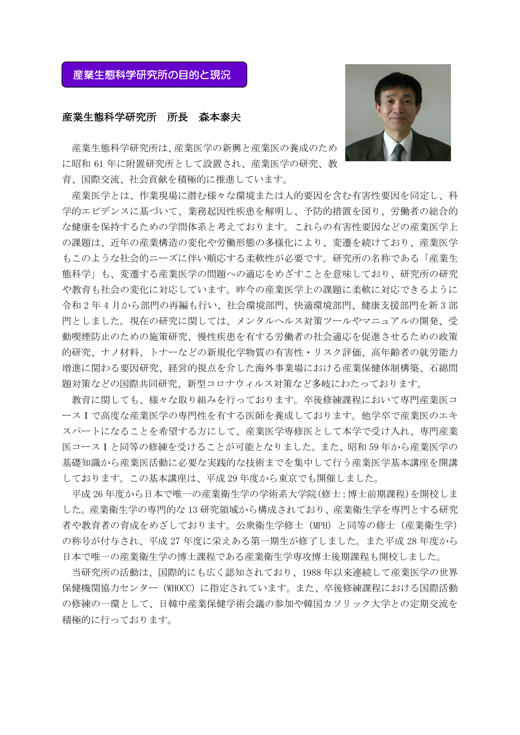## 産業生態科学研究所の目的と現況

**産業生態科学研究所　所長　森本泰夫**

産業生態科学研究所は、産業医学の新興と産業医の養成のために昭和 61 年に附置研究所として設置され、産業医学の研究、教育、国際交流、社会貢献を積極的に推進しています。

産業医学とは、作業現場に潜む様々な環境または人的要因を含む有害性要因を同定し、科学的エビデンスに基づいて、業務起因性疾患を解明し、予防的措置を図り、労働者の総合的な健康を保持するための学問体系と考えております。これらの有害性要因などの産業医学上の課題は、近年の産業構造の変化や労働形態の多様化により、変遷を続けており、産業医学もこのような社会的ニーズに伴い順応する柔軟性が必要です。研究所の名称である「産業生態科学」も、変遷する産業医学の問題への適応をめざすことを意味しており、研究所の研究や教育も社会の変化に対応しています。昨今の産業医学上の課題に柔軟に対応できるように令和 2 年 4 月から部門の再編も行い、社会環境部門、快適環境部門、健康支援部門を新 3 部門としました。現在の研究に関しては、メンタルヘルス対策ツールやマニュアルの開発、受動喫煙防止のための施策研究、慢性疾患を有する労働者の社会適応を促進させるための政策的研究、ナノ材料、トナーなどの新規化学物質の有害性・リスク評価、高年齢者の就労能力増進に関わる要因研究、経営的視点を介した海外事業場における産業保健体制構築、石綿問題対策などの国際共同研究、新型コロナウィルス対策など多岐にわたっております。

教育に関しても、様々な取り組みを行っております。卒後修練課程において専門産業医コースⅠで高度な産業医学の専門性を有する医師を養成しております。他学卒で産業医のエキスパートになることを希望する方にして、産業医学専修医として本学で受け入れ、専門産業医コースⅠと同等の修練を受けることが可能となりました。また、昭和 59 年から産業医学の基礎知識から産業医活動に必要な実践的な技術までを集中して行う産業医学基本講座を開講しております。この基本講座は、平成 29 年度から東京でも開催しました。

平成 26 年度から日本で唯一の産業衛生学の学術系大学院(修士:博士前期課程)を開校しました。産業衛生学の専門的な 13 研究領域から構成されており、産業衛生学を専門とする研究者や教育者の育成をめざしております。公衆衛生学修士（MPH）と同等の修士（産業衛生学）の称号が付与され、平成 27 年度に栄えある第一期生が修了しました。また平成 28 年度から日本で唯一の産業衛生学の博士課程である産業衛生学専攻博士後期課程も開校しました。

当研究所の活動は、国際的にも広く認知されており、1988 年以来連続して産業医学の世界保健機関協力センター（WHOCC）に指定されています。また、卒後修練課程における国際活動の修練の一環として、日韓中産業保健学術会議の参加や韓国カソリック大学との定期交流を積極的に行っております。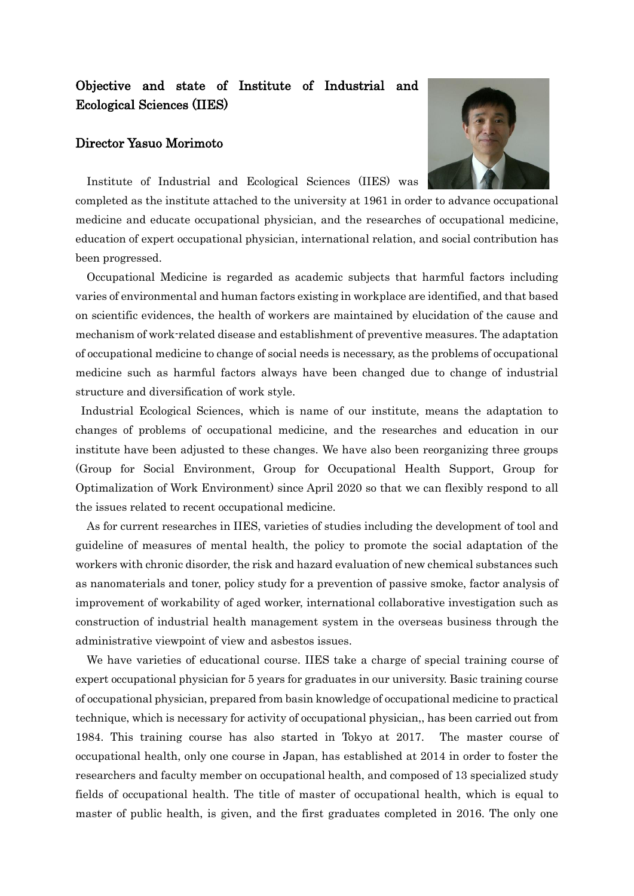## Objective and state of Institute of Industrial and Ecological Sciences (IIES)

### Director Yasuo Morimoto

Institute of Industrial and Ecological Sciences (IIES) was completed as the institute attached to the university at 1961 in order to advance occupational medicine and educate occupational physician, and the researches of occupational medicine, education of expert occupational physician, international relation, and social contribution has been progressed.

Occupational Medicine is regarded as academic subjects that harmful factors including varies of environmental and human factors existing in workplace are identified, and that based on scientific evidences, the health of workers are maintained by elucidation of the cause and mechanism of work-related disease and establishment of preventive measures. The adaptation of occupational medicine to change of social needs is necessary, as the problems of occupational medicine such as harmful factors always have been changed due to change of industrial structure and diversification of work style.

Industrial Ecological Sciences, which is name of our institute, means the adaptation to changes of problems of occupational medicine, and the researches and education in our institute have been adjusted to these changes. We have also been reorganizing three groups (Group for Social Environment, Group for Occupational Health Support, Group for Optimalization of Work Environment) since April 2020 so that we can flexibly respond to all the issues related to recent occupational medicine.

As for current researches in IIES, varieties of studies including the development of tool and guideline of measures of mental health, the policy to promote the social adaptation of the workers with chronic disorder, the risk and hazard evaluation of new chemical substances such as nanomaterials and toner, policy study for a prevention of passive smoke, factor analysis of improvement of workability of aged worker, international collaborative investigation such as construction of industrial health management system in the overseas business through the administrative viewpoint of view and asbestos issues.

We have varieties of educational course. IIES take a charge of special training course of expert occupational physician for 5 years for graduates in our university. Basic training course of occupational physician, prepared from basin knowledge of occupational medicine to practical technique, which is necessary for activity of occupational physician,, has been carried out from 1984. This training course has also started in Tokyo at 2017. The master course of occupational health, only one course in Japan, has established at 2014 in order to foster the researchers and faculty member on occupational health, and composed of 13 specialized study fields of occupational health. The title of master of occupational health, which is equal to master of public health, is given, and the first graduates completed in 2016. The only one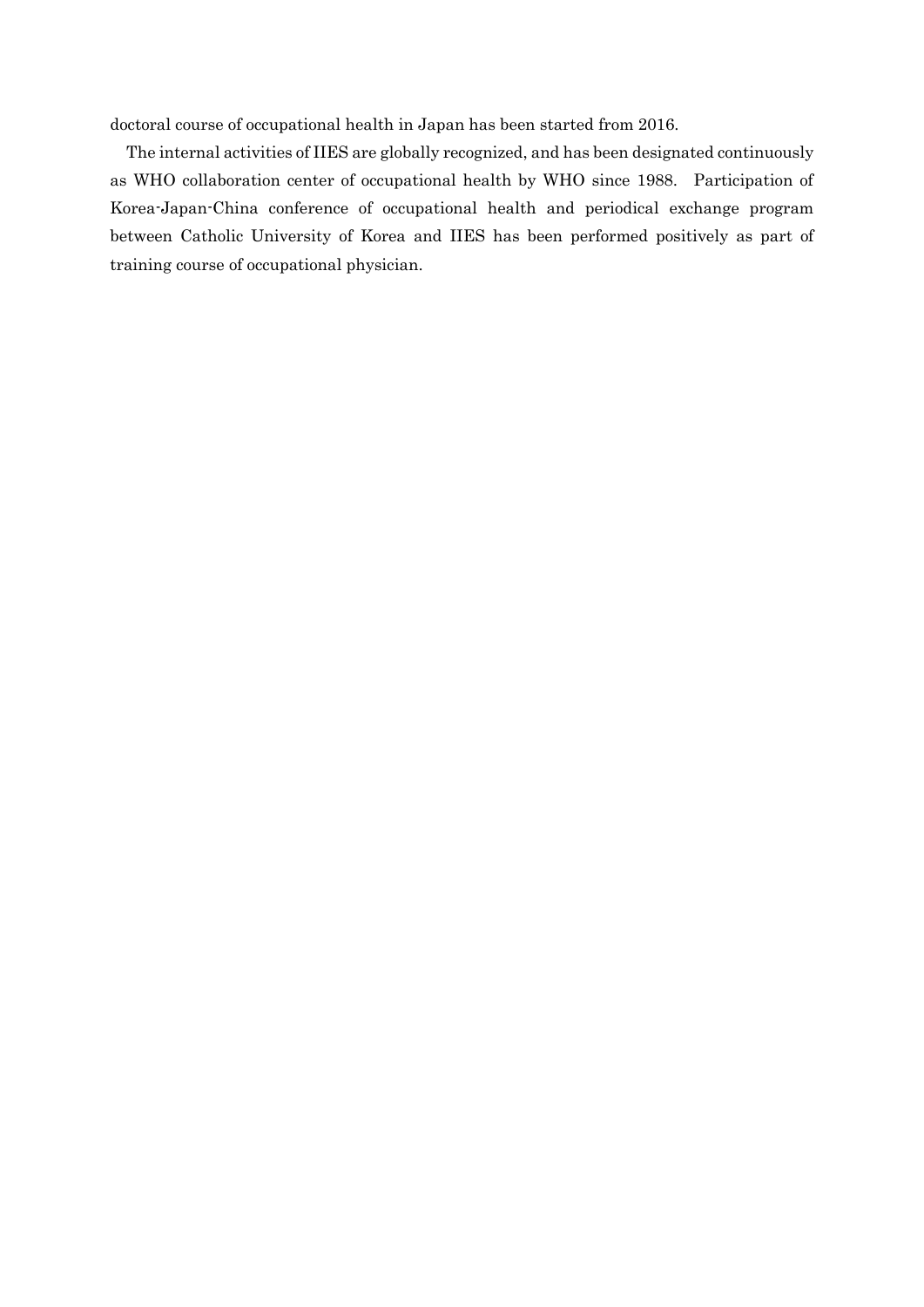doctoral course of occupational health in Japan has been started from 2016.

The internal activities of IIES are globally recognized, and has been designated continuously as WHO collaboration center of occupational health by WHO since 1988. Participation of Korea-Japan-China conference of occupational health and periodical exchange program between Catholic University of Korea and IIES has been performed positively as part of training course of occupational physician.